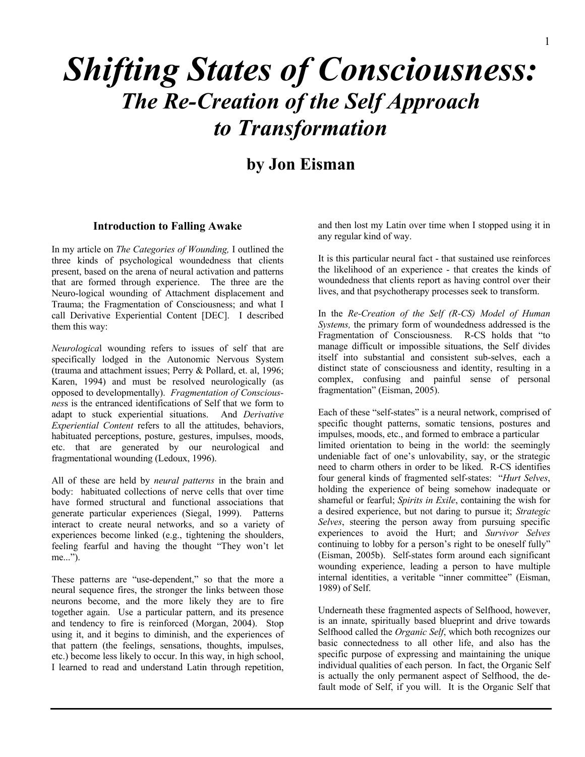# *Shifting States of Consciousness:*

## *The Re-Creation of the Self Approach to Transformation*

### by Jon Eisman

#### Introduction to Falling Awake

In my article on *The Categories of Wounding,* I outlined the three kinds of psychological woundedness that clients present, based on the arena of neural activation and patterns that are formed through experience. The three are the Neuro-logical wounding of Attachment displacement and Trauma; the Fragmentation of Consciousness; and what I call Derivative Experiential Content [DEC]. I described them this way:

*Neurologica*l wounding refers to issues of self that are specifically lodged in the Autonomic Nervous System (trauma and attachment issues; Perry & Pollard, et. al, 1996; Karen, 1994) and must be resolved neurologically (as opposed to developmentally). *Fragmentation of Consciousnes*s is the entranced identifications of Self that we form to adapt to stuck experiential situations. And *Derivative Experiential Content* refers to all the attitudes, behaviors, habituated perceptions, posture, gestures, impulses, moods, etc. that are generated by our neurological and fragmentational wounding (Ledoux, 1996).

All of these are held by *neural patterns* in the brain and body: habituated collections of nerve cells that over time have formed structural and functional associations that generate particular experiences (Siegal, 1999). Patterns interact to create neural networks, and so a variety of experiences become linked (e.g., tightening the shoulders, feeling fearful and having the thought "They won't let me...").

These patterns are "use-dependent," so that the more a neural sequence fires, the stronger the links between those neurons become, and the more likely they are to fire together again. Use a particular pattern, and its presence and tendency to fire is reinforced (Morgan, 2004). Stop using it, and it begins to diminish, and the experiences of that pattern (the feelings, sensations, thoughts, impulses, etc.) become less likely to occur. In this way, in high school, I learned to read and understand Latin through repetition, and then lost my Latin over time when I stopped using it in any regular kind of way.

It is this particular neural fact - that sustained use reinforces the likelihood of an experience - that creates the kinds of woundedness that clients report as having control over their lives, and that psychotherapy processes seek to transform.

In the *Re-Creation of the Self (R-CS) Model of Human Systems,* the primary form of woundedness addressed is the Fragmentation of Consciousness. R-CS holds that "to manage difficult or impossible situations, the Self divides itself into substantial and consistent sub-selves, each a distinct state of consciousness and identity, resulting in a complex, confusing and painful sense of personal fragmentation" (Eisman, 2005).

Each of these "self-states" is a neural network, comprised of specific thought patterns, somatic tensions, postures and impulses, moods, etc., and formed to embrace a particular limited orientation to being in the world: the seemingly undeniable fact of one's unlovability, say, or the strategic need to charm others in order to be liked. R-CS identifies four general kinds of fragmented self-states: "*Hurt Selves*, holding the experience of being somehow inadequate or shameful or fearful; *Spirits in Exile*, containing the wish for a desired experience, but not daring to pursue it; *Strategic Selves*, steering the person away from pursuing specific experiences to avoid the Hurt; and *Survivor Selves* continuing to lobby for a person's right to be oneself fully" (Eisman, 2005b). Self-states form around each significant wounding experience, leading a person to have multiple internal identities, a veritable "inner committee" (Eisman, 1989) of Self.

Underneath these fragmented aspects of Selfhood, however, is an innate, spiritually based blueprint and drive towards Selfhood called the *Organic Self*, which both recognizes our basic connectedness to all other life, and also has the specific purpose of expressing and maintaining the unique individual qualities of each person. In fact, the Organic Self is actually the only permanent aspect of Selfhood, the default mode of Self, if you will. It is the Organic Self that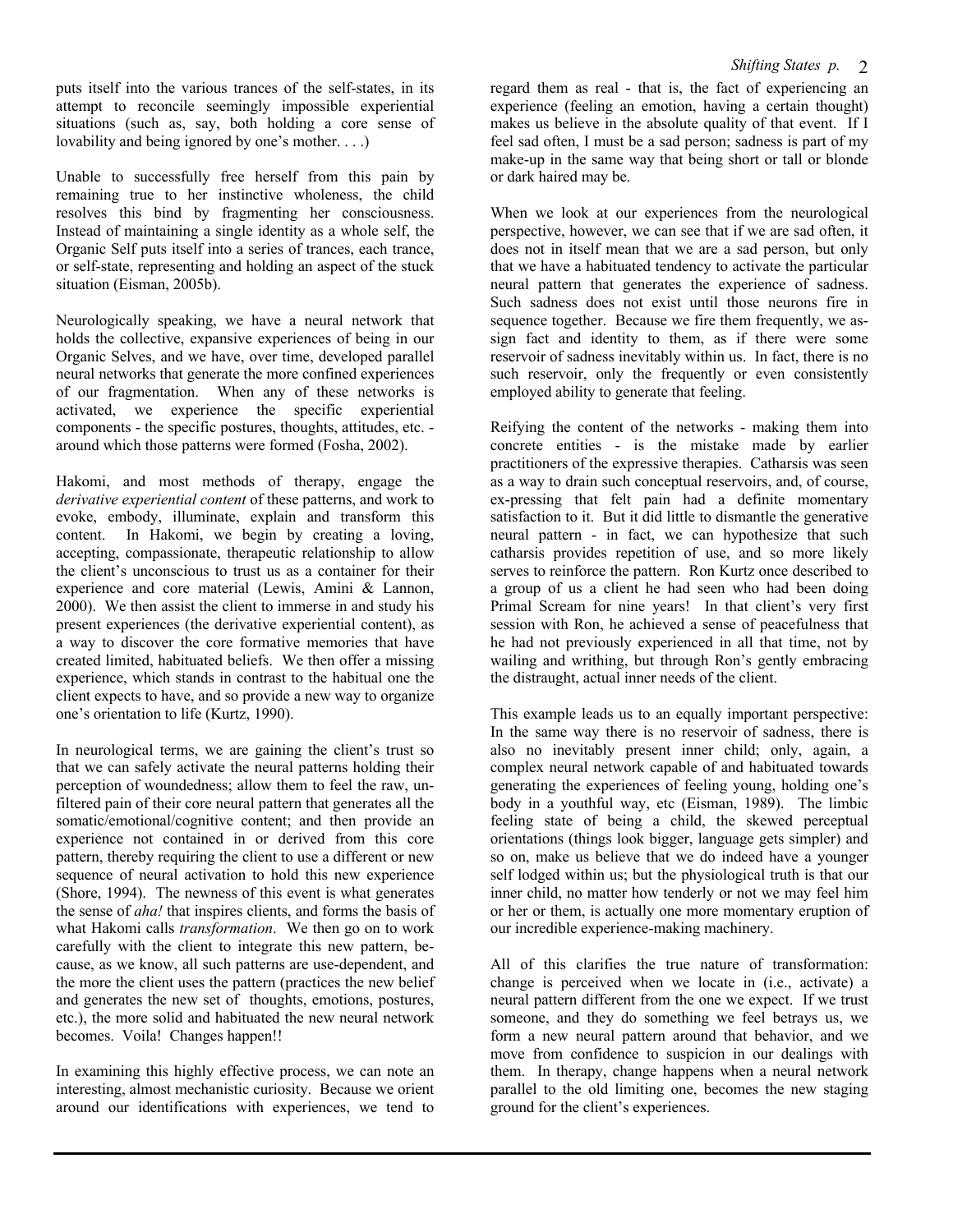puts itself into the various trances of the self-states, in its attempt to reconcile seemingly impossible experiential situations (such as, say, both holding a core sense of lovability and being ignored by one's mother. . . .)

Unable to successfully free herself from this pain by remaining true to her instinctive wholeness, the child resolves this bind by fragmenting her consciousness. Instead of maintaining a single identity as a whole self, the Organic Self puts itself into a series of trances, each trance, or self-state, representing and holding an aspect of the stuck situation (Eisman, 2005b).

Neurologically speaking, we have a neural network that holds the collective, expansive experiences of being in our Organic Selves, and we have, over time, developed parallel neural networks that generate the more confined experiences of our fragmentation. When any of these networks is activated, we experience the specific experiential components - the specific postures, thoughts, attitudes, etc. - around which those patterns were formed (Fosha, 2002).

Hakomi, and most methods of therapy, engage the *derivative experiential content* of these patterns, and work to evoke, embody, illuminate, explain and transform this content. In Hakomi, we begin by creating a loving, accepting, compassionate, therapeutic relationship to allow the client's unconscious to trust us as a container for their experience and core material (Lewis, Amini & Lannon, 2000). We then assist the client to immerse in and study his present experiences (the derivative experiential content), as a way to discover the core formative memories that have created limited, habituated beliefs. We then offer a missing experience, which stands in contrast to the habitual one the client expects to have, and so provide a new way to organize one's orientation to life (Kurtz, 1990).

In neurological terms, we are gaining the client's trust so that we can safely activate the neural patterns holding their perception of woundedness; allow them to feel the raw, unfiltered pain of their core neural pattern that generates all the somatic/emotional/cognitive content; and then provide an experience not contained in or derived from this core pattern, thereby requiring the client to use a different or new sequence of neural activation to hold this new experience (Shore, 1994). The newness of this event is what generates the sense of *aha!* that inspires clients, and forms the basis of what Hakomi calls *transformation*. We then go on to work carefully with the client to integrate this new pattern, because, as we know, all such patterns are use-dependent, and the more the client uses the pattern (practices the new belief and generates the new set of thoughts, emotions, postures, etc.), the more solid and habituated the new neural network becomes. Voila! Changes happen!!

In examining this highly effective process, we can note an interesting, almost mechanistic curiosity. Because we orient around our identifications with experiences, we tend to regard them as real - that is, the fact of experiencing an experience (feeling an emotion, having a certain thought) makes us believe in the absolute quality of that event. If I feel sad often, I must be a sad person; sadness is part of my make-up in the same way that being short or tall or blonde or dark haired may be.

When we look at our experiences from the neurological perspective, however, we can see that if we are sad often, it does not in itself mean that we are a sad person, but only that we have a habituated tendency to activate the particular neural pattern that generates the experience of sadness. Such sadness does not exist until those neurons fire in sequence together. Because we fire them frequently, we assign fact and identity to them, as if there were some reservoir of sadness inevitably within us. In fact, there is no such reservoir, only the frequently or even consistently employed ability to generate that feeling.

Reifying the content of the networks - making them into concrete entities - is the mistake made by earlier practitioners of the expressive therapies. Catharsis was seen as a way to drain such conceptual reservoirs, and, of course, ex-pressing that felt pain had a definite momentary satisfaction to it. But it did little to dismantle the generative neural pattern - in fact, we can hypothesize that such catharsis provides repetition of use, and so more likely serves to reinforce the pattern. Ron Kurtz once described to a group of us a client he had seen who had been doing Primal Scream for nine years! In that client's very first session with Ron, he achieved a sense of peacefulness that he had not previously experienced in all that time, not by wailing and writhing, but through Ron's gently embracing the distraught, actual inner needs of the client.

This example leads us to an equally important perspective: In the same way there is no reservoir of sadness, there is also no inevitably present inner child; only, again, a complex neural network capable of and habituated towards generating the experiences of feeling young, holding one's body in a youthful way, etc (Eisman, 1989). The limbic feeling state of being a child, the skewed perceptual orientations (things look bigger, language gets simpler) and so on, make us believe that we do indeed have a younger self lodged within us; but the physiological truth is that our inner child, no matter how tenderly or not we may feel him or her or them, is actually one more momentary eruption of our incredible experience-making machinery.

All of this clarifies the true nature of transformation: change is perceived when we locate in (i.e., activate) a neural pattern different from the one we expect. If we trust someone, and they do something we feel betrays us, we form a new neural pattern around that behavior, and we move from confidence to suspicion in our dealings with them. In therapy, change happens when a neural network parallel to the old limiting one, becomes the new staging ground for the client's experiences.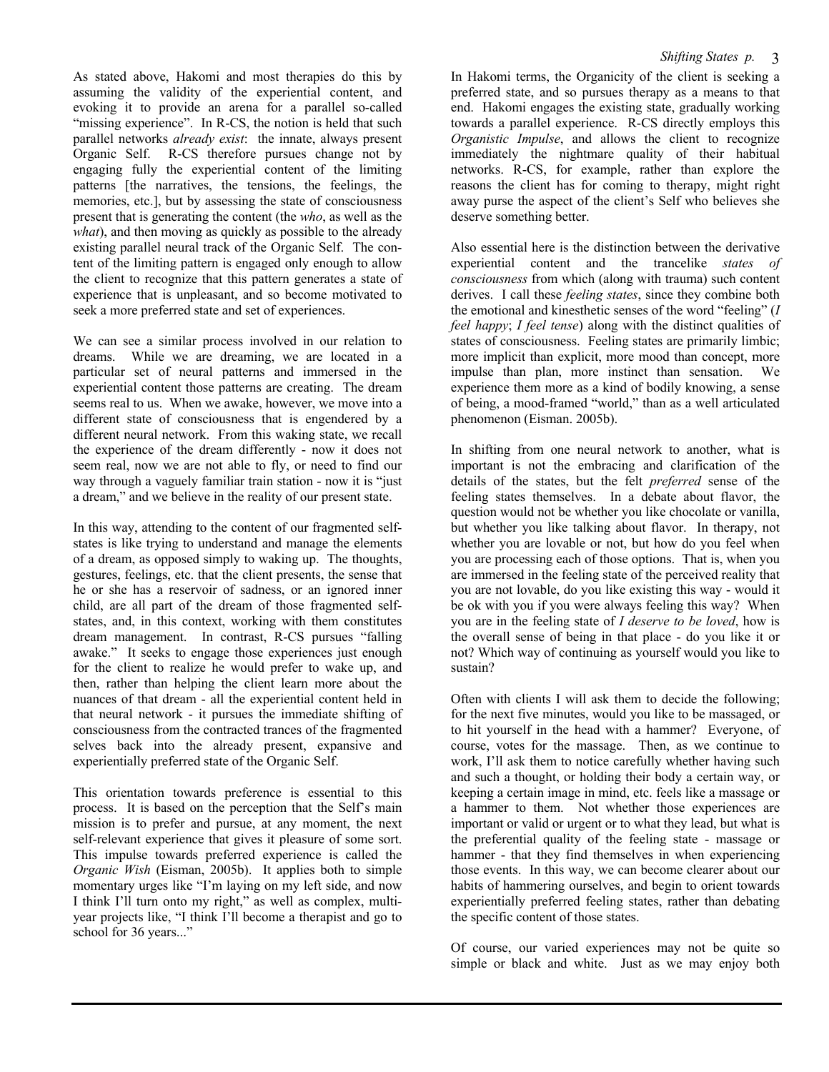As stated above, Hakomi and most therapies do this by assuming the validity of the experiential content, and evoking it to provide an arena for a parallel so-called "missing experience". In R-CS, the notion is held that such parallel networks *already exist*: the innate, always present Organic Self. R-CS therefore pursues change not by engaging fully the experiential content of the limiting patterns [the narratives, the tensions, the feelings, the memories, etc.], but by assessing the state of consciousness present that is generating the content (the *who*, as well as the *what*), and then moving as quickly as possible to the already existing parallel neural track of the Organic Self. The content of the limiting pattern is engaged only enough to allow the client to recognize that this pattern generates a state of experience that is unpleasant, and so become motivated to seek a more preferred state and set of experiences.

We can see a similar process involved in our relation to dreams. While we are dreaming, we are located in a particular set of neural patterns and immersed in the experiential content those patterns are creating. The dream seems real to us. When we awake, however, we move into a different state of consciousness that is engendered by a different neural network. From this waking state, we recall the experience of the dream differently - now it does not seem real, now we are not able to fly, or need to find our way through a vaguely familiar train station - now it is "just a dream," and we believe in the reality of our present state.

In this way, attending to the content of our fragmented self-states is like trying to understand and manage the elements of a dream, as opposed simply to waking up. The thoughts, gestures, feelings, etc. that the client presents, the sense that he or she has a reservoir of sadness, or an ignored inner child, are all part of the dream of those fragmented self-states, and, in this context, working with them constitutes dream management. In contrast, R-CS pursues "falling awake." It seeks to engage those experiences just enough for the client to realize he would prefer to wake up, and then, rather than helping the client learn more about the nuances of that dream - all the experiential content held in that neural network - it pursues the immediate shifting of consciousness from the contracted trances of the fragmented selves back into the already present, expansive and experientially preferred state of the Organic Self.

This orientation towards preference is essential to this process. It is based on the perception that the Self's main mission is to prefer and pursue, at any moment, the next self-relevant experience that gives it pleasure of some sort. This impulse towards preferred experience is called the *Organic Wish* (Eisman, 2005b). It applies both to simple momentary urges like "I'm laying on my left side, and now I think I'll turn onto my right," as well as complex, multi-year projects like, "I think I'll become a therapist and go to school for 36 years..."

In Hakomi terms, the Organicity of the client is seeking a preferred state, and so pursues therapy as a means to that end. Hakomi engages the existing state, gradually working towards a parallel experience. R-CS directly employs this *Organistic Impulse*, and allows the client to recognize immediately the nightmare quality of their habitual networks. R-CS, for example, rather than explore the reasons the client has for coming to therapy, might right away purse the aspect of the client's Self who believes she deserve something better.

Also essential here is the distinction between the derivative experiential content and the trancelike *states of consciousness* from which (along with trauma) such content derives. I call these *feeling states*, since they combine both the emotional and kinesthetic senses of the word "feeling" (*I feel happy*; *I feel tense*) along with the distinct qualities of states of consciousness. Feeling states are primarily limbic; more implicit than explicit, more mood than concept, more impulse than plan, more instinct than sensation. We experience them more as a kind of bodily knowing, a sense of being, a mood-framed "world," than as a well articulated phenomenon (Eisman. 2005b).

In shifting from one neural network to another, what is important is not the embracing and clarification of the details of the states, but the felt *preferred* sense of the feeling states themselves. In a debate about flavor, the question would not be whether you like chocolate or vanilla, but whether you like talking about flavor. In therapy, not whether you are lovable or not, but how do you feel when you are processing each of those options. That is, when you are immersed in the feeling state of the perceived reality that you are not lovable, do you like existing this way - would it be ok with you if you were always feeling this way? When you are in the feeling state of *I deserve to be loved*, how is the overall sense of being in that place - do you like it or not? Which way of continuing as yourself would you like to sustain?

Often with clients I will ask them to decide the following; for the next five minutes, would you like to be massaged, or to hit yourself in the head with a hammer? Everyone, of course, votes for the massage. Then, as we continue to work, I'll ask them to notice carefully whether having such and such a thought, or holding their body a certain way, or keeping a certain image in mind, etc. feels like a massage or a hammer to them. Not whether those experiences are important or valid or urgent or to what they lead, but what is the preferential quality of the feeling state - massage or hammer - that they find themselves in when experiencing those events. In this way, we can become clearer about our habits of hammering ourselves, and begin to orient towards experientially preferred feeling states, rather than debating the specific content of those states.

Of course, our varied experiences may not be quite so simple or black and white. Just as we may enjoy both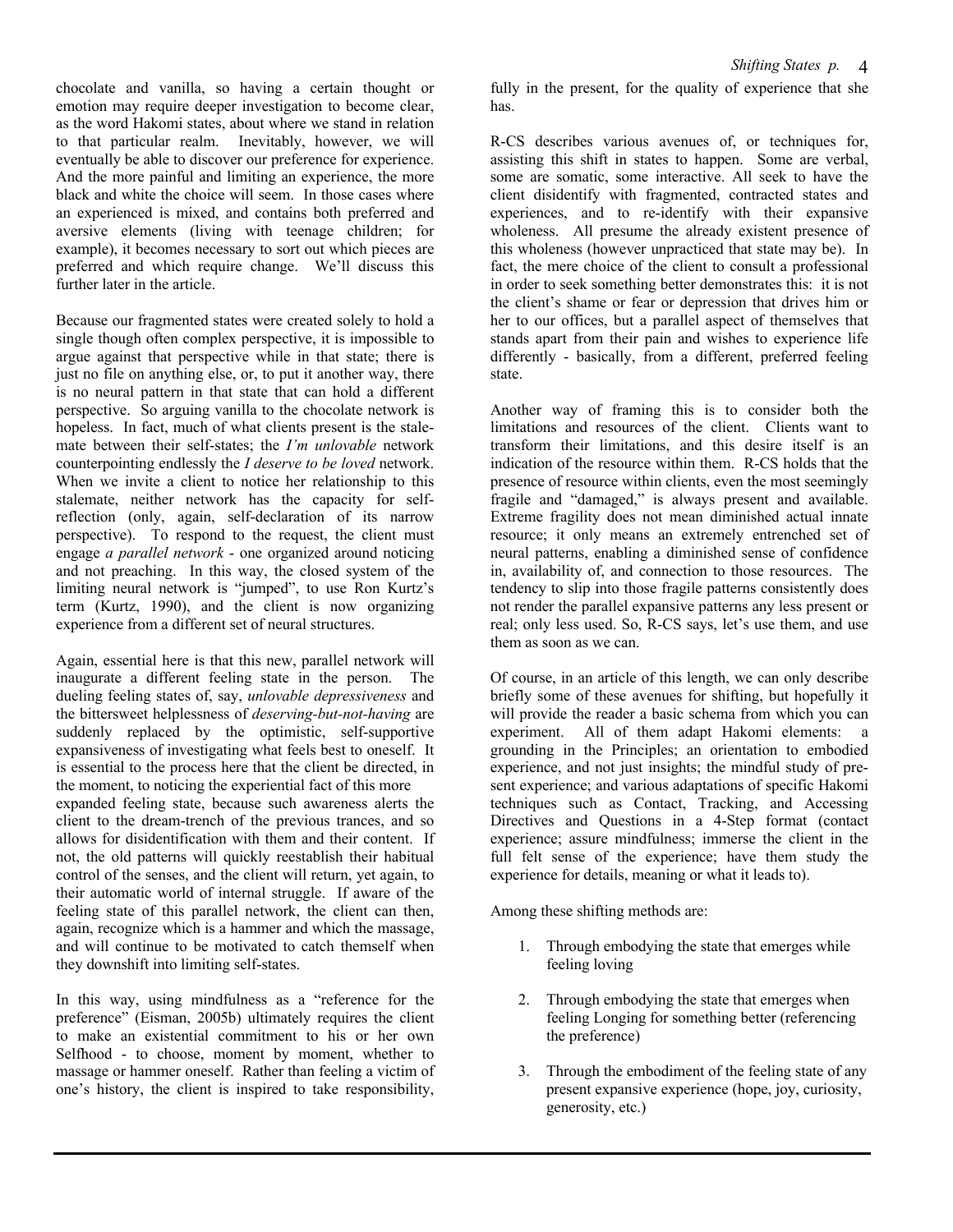chocolate and vanilla, so having a certain thought or emotion may require deeper investigation to become clear, as the word Hakomi states, about where we stand in relation to that particular realm. Inevitably, however, we will eventually be able to discover our preference for experience. And the more painful and limiting an experience, the more black and white the choice will seem. In those cases where an experienced is mixed, and contains both preferred and aversive elements (living with teenage children; for example), it becomes necessary to sort out which pieces are preferred and which require change. We'll discuss this further later in the article.

Because our fragmented states were created solely to hold a single though often complex perspective, it is impossible to argue against that perspective while in that state; there is just no file on anything else, or, to put it another way, there is no neural pattern in that state that can hold a different perspective. So arguing vanilla to the chocolate network is hopeless. In fact, much of what clients present is the stale-mate between their self-states; the *I'm unlovable* network counterpointing endlessly the *I deserve to be loved* network. When we invite a client to notice her relationship to this stalemate, neither network has the capacity for self-reflection (only, again, self-declaration of its narrow perspective). To respond to the request, the client must engage *a parallel network* - one organized around noticing and not preaching. In this way, the closed system of the limiting neural network is "jumped", to use Ron Kurtz's term (Kurtz, 1990), and the client is now organizing experience from a different set of neural structures.

Again, essential here is that this new, parallel network will inaugurate a different feeling state in the person. The dueling feeling states of, say, *unlovable depressiveness* and the bittersweet helplessness of *deserving-but-not-having* are suddenly replaced by the optimistic, self-supportive expansiveness of investigating what feels best to oneself. It is essential to the process here that the client be directed, in the moment, to noticing the experiential fact of this more expanded feeling state, because such awareness alerts the client to the dream-trench of the previous trances, and so allows for disidentification with them and their content. If not, the old patterns will quickly reestablish their habitual control of the senses, and the client will return, yet again, to their automatic world of internal struggle. If aware of the feeling state of this parallel network, the client can then, again, recognize which is a hammer and which the massage, and will continue to be motivated to catch themself when they downshift into limiting self-states.

In this way, using mindfulness as a "reference for the preference" (Eisman, 2005b) ultimately requires the client to make an existential commitment to his or her own Selfhood - to choose, moment by moment, whether to massage or hammer oneself. Rather than feeling a victim of one's history, the client is inspired to take responsibility, fully in the present, for the quality of experience that she has.

R-CS describes various avenues of, or techniques for, assisting this shift in states to happen. Some are verbal, some are somatic, some interactive. All seek to have the client disidentify with fragmented, contracted states and experiences, and to re-identify with their expansive wholeness. All presume the already existent presence of this wholeness (however unpracticed that state may be). In fact, the mere choice of the client to consult a professional in order to seek something better demonstrates this: it is not the client's shame or fear or depression that drives him or her to our offices, but a parallel aspect of themselves that stands apart from their pain and wishes to experience life differently - basically, from a different, preferred feeling state.

Another way of framing this is to consider both the limitations and resources of the client. Clients want to transform their limitations, and this desire itself is an indication of the resource within them. R-CS holds that the presence of resource within clients, even the most seemingly fragile and "damaged," is always present and available. Extreme fragility does not mean diminished actual innate resource; it only means an extremely entrenched set of neural patterns, enabling a diminished sense of confidence in, availability of, and connection to those resources. The tendency to slip into those fragile patterns consistently does not render the parallel expansive patterns any less present or real; only less used. So, R-CS says, let's use them, and use them as soon as we can.

Of course, in an article of this length, we can only describe briefly some of these avenues for shifting, but hopefully it will provide the reader a basic schema from which you can experiment. All of them adapt Hakomi elements: a grounding in the Principles; an orientation to embodied experience, and not just insights; the mindful study of pre-sent experience; and various adaptations of specific Hakomi techniques such as Contact, Tracking, and Accessing Directives and Questions in a 4-Step format (contact experience; assure mindfulness; immerse the client in the full felt sense of the experience; have them study the experience for details, meaning or what it leads to).

Among these shifting methods are:

1. Through embodying the state that emerges while feeling loving
2. Through embodying the state that emerges when feeling Longing for something better (referencing the preference)
3. Through the embodiment of the feeling state of any present expansive experience (hope, joy, curiosity, generosity, etc.)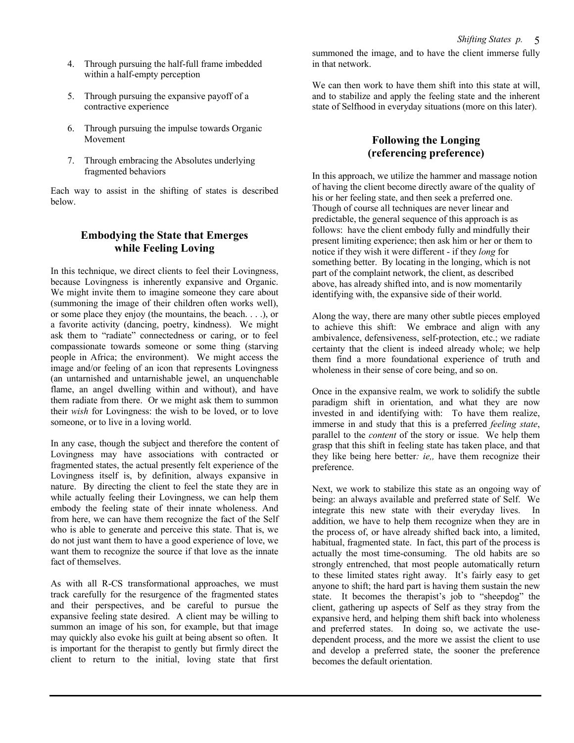4. Through pursuing the half-full frame imbedded within a half-empty perception

5. Through pursuing the expansive payoff of a contractive experience

6. Through pursuing the impulse towards Organic Movement

7. Through embracing the Absolutes underlying fragmented behaviors

Each way to assist in the shifting of states is described below.

## Embodying the State that Emerges while Feeling Loving

In this technique, we direct clients to feel their Lovingness, because Lovingness is inherently expansive and Organic. We might invite them to imagine someone they care about (summoning the image of their children often works well), or some place they enjoy (the mountains, the beach. . . .), or a favorite activity (dancing, poetry, kindness). We might ask them to "radiate" connectedness or caring, or to feel compassionate towards someone or some thing (starving people in Africa; the environment). We might access the image and/or feeling of an icon that represents Lovingness (an untarnished and untarnishable jewel, an unquenchable flame, an angel dwelling within and without), and have them radiate from there. Or we might ask them to summon their *wish* for Lovingness: the wish to be loved, or to love someone, or to live in a loving world.

In any case, though the subject and therefore the content of Lovingness may have associations with contracted or fragmented states, the actual presently felt experience of the Lovingness itself is, by definition, always expansive in nature. By directing the client to feel the state they are in while actually feeling their Lovingness, we can help them embody the feeling state of their innate wholeness. And from here, we can have them recognize the fact of the Self who is able to generate and perceive this state. That is, we do not just want them to have a good experience of love, we want them to recognize the source if that love as the innate fact of themselves.

As with all R-CS transformational approaches, we must track carefully for the resurgence of the fragmented states and their perspectives, and be careful to pursue the expansive feeling state desired. A client may be willing to summon an image of his son, for example, but that image may quickly also evoke his guilt at being absent so often. It is important for the therapist to gently but firmly direct the client to return to the initial, loving state that first summoned the image, and to have the client immerse fully in that network.

We can then work to have them shift into this state at will, and to stabilize and apply the feeling state and the inherent state of Selfhood in everyday situations (more on this later).

## Following the Longing (referencing preference)

In this approach, we utilize the hammer and massage notion of having the client become directly aware of the quality of his or her feeling state, and then seek a preferred one. Though of course all techniques are never linear and predictable, the general sequence of this approach is as follows: have the client embody fully and mindfully their present limiting experience; then ask him or her or them to notice if they wish it were different - if they *long* for something better. By locating in the longing, which is not part of the complaint network, the client, as described above, has already shifted into, and is now momentarily identifying with, the expansive side of their world.

Along the way, there are many other subtle pieces employed to achieve this shift: We embrace and align with any ambivalence, defensiveness, self-protection, etc.; we radiate certainty that the client is indeed already whole; we help them find a more foundational experience of truth and wholeness in their sense of core being, and so on.

Once in the expansive realm, we work to solidify the subtle paradigm shift in orientation, and what they are now invested in and identifying with: To have them realize, immerse in and study that this is a preferred *feeling state*, parallel to the *content* of the story or issue. We help them grasp that this shift in feeling state has taken place, and that they like being here better*: ie,,* have them recognize their preference.

Next, we work to stabilize this state as an ongoing way of being: an always available and preferred state of Self. We integrate this new state with their everyday lives. In addition, we have to help them recognize when they are in the process of, or have already shifted back into, a limited, habitual, fragmented state. In fact, this part of the process is actually the most time-consuming. The old habits are so strongly entrenched, that most people automatically return to these limited states right away. It's fairly easy to get anyone to shift; the hard part is having them sustain the new state. It becomes the therapist's job to "sheepdog" the client, gathering up aspects of Self as they stray from the expansive herd, and helping them shift back into wholeness and preferred states. In doing so, we activate the use-dependent process, and the more we assist the client to use and develop a preferred state, the sooner the preference becomes the default orientation.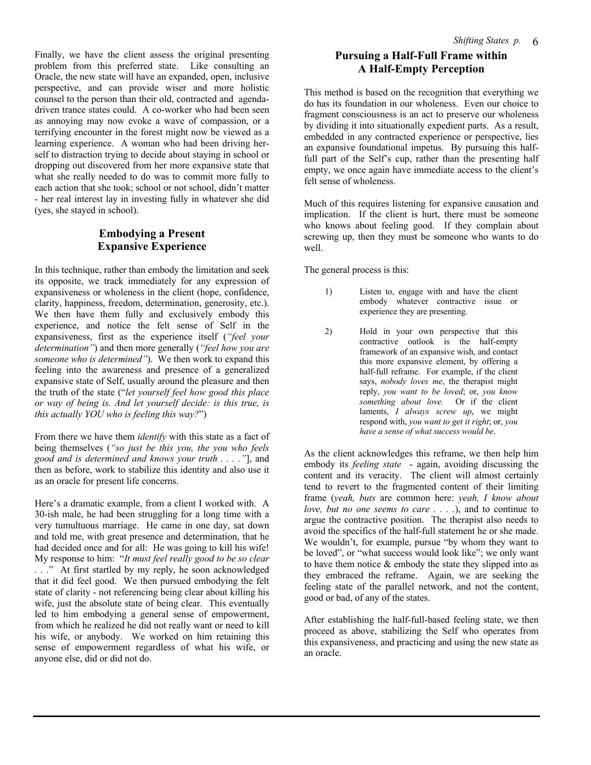Finally, we have the client assess the original presenting problem from this preferred state. Like consulting an Oracle, the new state will have an expanded, open, inclusive perspective, and can provide wiser and more holistic counsel to the person than their old, contracted and agenda-driven trance states could. A co-worker who had been seen as annoying may now evoke a wave of compassion, or a terrifying encounter in the forest might now be viewed as a learning experience. A woman who had been driving herself to distraction trying to decide about staying in school or dropping out discovered from her more expansive state that what she really needed to do was to commit more fully to each action that she took; school or not school, didn't matter - her real interest lay in investing fully in whatever she did (yes, she stayed in school).

## Embodying a Present Expansive Experience

In this technique, rather than embody the limitation and seek its opposite, we track immediately for any expression of expansiveness or wholeness in the client (hope, confidence, clarity, happiness, freedom, determination, generosity, etc.). We then have them fully and exclusively embody this experience, and notice the felt sense of Self in the expansiveness, first as the experience itself (*"feel your determination"*) and then more generally (*"feel how you are someone who is determined"*). We then work to expand this feeling into the awareness and presence of a generalized expansive state of Self, usually around the pleasure and then the truth of the state ("*let yourself feel how good this place or way of being is. And let yourself decide: is this true, is this actually YOU who is feeling this way?*")

From there we have them *identify* with this state as a fact of being themselves (*"so just be this you, the you who feels good and is determined and knows your truth . . . ."*], and then as before, work to stabilize this identity and also use it as an oracle for present life concerns.

Here's a dramatic example, from a client I worked with. A 30-ish male, he had been struggling for a long time with a very tumultuous marriage. He came in one day, sat down and told me, with great presence and determination, that he had decided once and for all: He was going to kill his wife! My response to him: "*It must feel really good to be so clear . . .*" At first startled by my reply, he soon acknowledged that it did feel good. We then pursued embodying the felt state of clarity - not referencing being clear about killing his wife, just the absolute state of being clear. This eventually led to him embodying a general sense of empowerment, from which he realized he did not really want or need to kill his wife, or anybody. We worked on him retaining this sense of empowerment regardless of what his wife, or anyone else, did or did not do.

## Pursuing a Half-Full Frame within A Half-Empty Perception

This method is based on the recognition that everything we do has its foundation in our wholeness. Even our choice to fragment consciousness is an act to preserve our wholeness by dividing it into situationally expedient parts. As a result, embedded in any contracted experience or perspective, lies an expansive foundational impetus. By pursuing this half-full part of the Self's cup, rather than the presenting half empty, we once again have immediate access to the client's felt sense of wholeness.

Much of this requires listening for expansive causation and implication. If the client is hurt, there must be someone who knows about feeling good. If they complain about screwing up, then they must be someone who wants to do well.

The general process is this:

1) Listen to, engage with and have the client embody whatever contractive issue or experience they are presenting.

2) Hold in your own perspective that this contractive outlook is the half-empty framework of an expansive wish, and contact this more expansive element, by offering a half-full reframe. For example, if the client says, *nobody loves me*, the therapist might reply, *you want to be loved*; or, *you know something about love.* Or if the client laments, *I always screw up*, we might respond with, *you want to get it right*; or, *you have a sense of what success would be*.

As the client acknowledges this reframe, we then help him embody its *feeling state* - again, avoiding discussing the content and its veracity. The client will almost certainly tend to revert to the fragmented content of their limiting frame (*yeah, buts* are common here: *yeah, I know about love, but no one seems to care . . . .*), and to continue to argue the contractive position. The therapist also needs to avoid the specifics of the half-full statement he or she made. We wouldn't, for example, pursue "by whom they want to be loved", or "what success would look like"; we only want to have them notice & embody the state they slipped into as they embraced the reframe. Again, we are seeking the feeling state of the parallel network, and not the content, good or bad, of any of the states.

After establishing the half-full-based feeling state, we then proceed as above, stabilizing the Self who operates from this expansiveness, and practicing and using the new state as an oracle.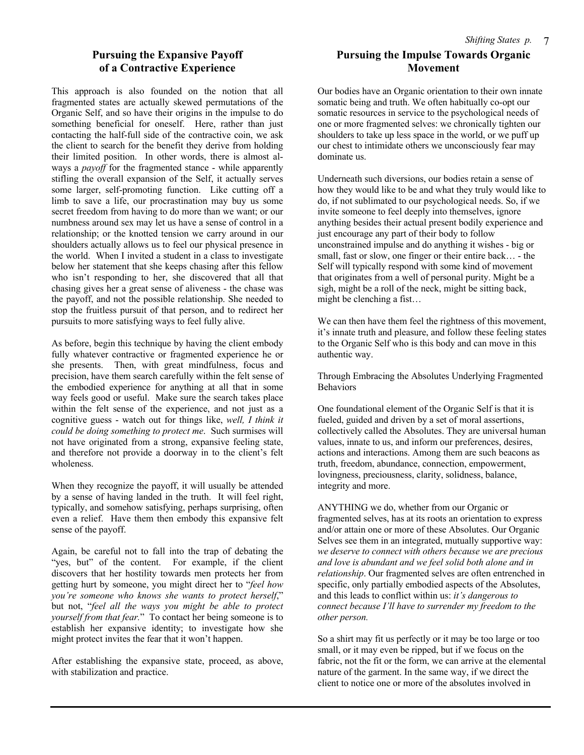## Pursuing the Expansive Payoff of a Contractive Experience

This approach is also founded on the notion that all fragmented states are actually skewed permutations of the Organic Self, and so have their origins in the impulse to do something beneficial for oneself. Here, rather than just contacting the half-full side of the contractive coin, we ask the client to search for the benefit they derive from holding their limited position. In other words, there is almost always a *payoff* for the fragmented stance - while apparently stifling the overall expansion of the Self, it actually serves some larger, self-promoting function. Like cutting off a limb to save a life, our procrastination may buy us some secret freedom from having to do more than we want; or our numbness around sex may let us have a sense of control in a relationship; or the knotted tension we carry around in our shoulders actually allows us to feel our physical presence in the world. When I invited a student in a class to investigate below her statement that she keeps chasing after this fellow who isn't responding to her, she discovered that all that chasing gives her a great sense of aliveness - the chase was the payoff, and not the possible relationship. She needed to stop the fruitless pursuit of that person, and to redirect her pursuits to more satisfying ways to feel fully alive.

As before, begin this technique by having the client embody fully whatever contractive or fragmented experience he or she presents. Then, with great mindfulness, focus and precision, have them search carefully within the felt sense of the embodied experience for anything at all that in some way feels good or useful. Make sure the search takes place within the felt sense of the experience, and not just as a cognitive guess - watch out for things like, *well, I think it could be doing something to protect me*. Such surmises will not have originated from a strong, expansive feeling state, and therefore not provide a doorway in to the client's felt wholeness.

When they recognize the payoff, it will usually be attended by a sense of having landed in the truth. It will feel right, typically, and somehow satisfying, perhaps surprising, often even a relief. Have them then embody this expansive felt sense of the payoff.

Again, be careful not to fall into the trap of debating the "yes, but" of the content. For example, if the client discovers that her hostility towards men protects her from getting hurt by someone, you might direct her to "*feel how you're someone who knows she wants to protect herself*," but not, "*feel all the ways you might be able to protect yourself from that fear.*" To contact her being someone is to establish her expansive identity; to investigate how she might protect invites the fear that it won't happen.

After establishing the expansive state, proceed, as above, with stabilization and practice.

## Pursuing the Impulse Towards Organic Movement

Our bodies have an Organic orientation to their own innate somatic being and truth. We often habitually co-opt our somatic resources in service to the psychological needs of one or more fragmented selves: we chronically tighten our shoulders to take up less space in the world, or we puff up our chest to intimidate others we unconsciously fear may dominate us.

Underneath such diversions, our bodies retain a sense of how they would like to be and what they truly would like to do, if not sublimated to our psychological needs. So, if we invite someone to feel deeply into themselves, ignore anything besides their actual present bodily experience and just encourage any part of their body to follow unconstrained impulse and do anything it wishes - big or small, fast or slow, one finger or their entire back… - the Self will typically respond with some kind of movement that originates from a well of personal purity. Might be a sigh, might be a roll of the neck, might be sitting back, might be clenching a fist…

We can then have them feel the rightness of this movement, it's innate truth and pleasure, and follow these feeling states to the Organic Self who is this body and can move in this authentic way.

Through Embracing the Absolutes Underlying Fragmented Behaviors

One foundational element of the Organic Self is that it is fueled, guided and driven by a set of moral assertions, collectively called the Absolutes. They are universal human values, innate to us, and inform our preferences, desires, actions and interactions. Among them are such beacons as truth, freedom, abundance, connection, empowerment, lovingness, preciousness, clarity, solidness, balance, integrity and more.

ANYTHING we do, whether from our Organic or fragmented selves, has at its roots an orientation to express and/or attain one or more of these Absolutes. Our Organic Selves see them in an integrated, mutually supportive way: *we deserve to connect with others because we are precious and love is abundant and we feel solid both alone and in relationship*. Our fragmented selves are often entrenched in specific, only partially embodied aspects of the Absolutes, and this leads to conflict within us: *it's dangerous to connect because I'll have to surrender my freedom to the other person.*

So a shirt may fit us perfectly or it may be too large or too small, or it may even be ripped, but if we focus on the fabric, not the fit or the form, we can arrive at the elemental nature of the garment. In the same way, if we direct the client to notice one or more of the absolutes involved in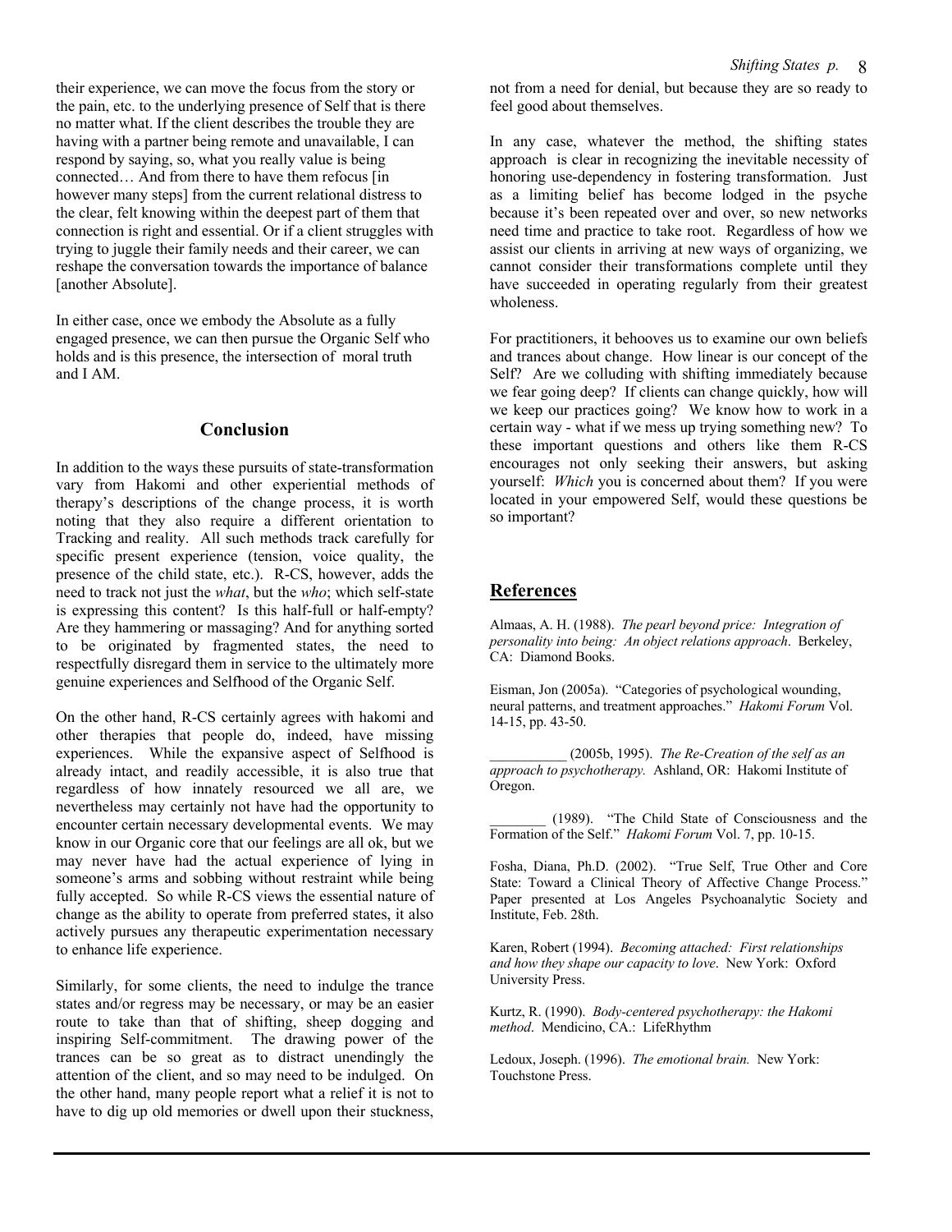their experience, we can move the focus from the story or the pain, etc. to the underlying presence of Self that is there no matter what. If the client describes the trouble they are having with a partner being remote and unavailable, I can respond by saying, so, what you really value is being connected… And from there to have them refocus [in however many steps] from the current relational distress to the clear, felt knowing within the deepest part of them that connection is right and essential. Or if a client struggles with trying to juggle their family needs and their career, we can reshape the conversation towards the importance of balance [another Absolute].

In either case, once we embody the Absolute as a fully engaged presence, we can then pursue the Organic Self who holds and is this presence, the intersection of moral truth and I AM.

## Conclusion

In addition to the ways these pursuits of state-transformation vary from Hakomi and other experiential methods of therapy's descriptions of the change process, it is worth noting that they also require a different orientation to Tracking and reality. All such methods track carefully for specific present experience (tension, voice quality, the presence of the child state, etc.). R-CS, however, adds the need to track not just the *what*, but the *who*; which self-state is expressing this content? Is this half-full or half-empty? Are they hammering or massaging? And for anything sorted to be originated by fragmented states, the need to respectfully disregard them in service to the ultimately more genuine experiences and Selfhood of the Organic Self.

On the other hand, R-CS certainly agrees with hakomi and other therapies that people do, indeed, have missing experiences. While the expansive aspect of Selfhood is already intact, and readily accessible, it is also true that regardless of how innately resourced we all are, we nevertheless may certainly not have had the opportunity to encounter certain necessary developmental events. We may know in our Organic core that our feelings are all ok, but we may never have had the actual experience of lying in someone's arms and sobbing without restraint while being fully accepted. So while R-CS views the essential nature of change as the ability to operate from preferred states, it also actively pursues any therapeutic experimentation necessary to enhance life experience.

Similarly, for some clients, the need to indulge the trance states and/or regress may be necessary, or may be an easier route to take than that of shifting, sheep dogging and inspiring Self-commitment. The drawing power of the trances can be so great as to distract unendingly the attention of the client, and so may need to be indulged. On the other hand, many people report what a relief it is not to have to dig up old memories or dwell upon their stuckness, not from a need for denial, but because they are so ready to feel good about themselves.

In any case, whatever the method, the shifting states approach is clear in recognizing the inevitable necessity of honoring use-dependency in fostering transformation. Just as a limiting belief has become lodged in the psyche because it's been repeated over and over, so new networks need time and practice to take root. Regardless of how we assist our clients in arriving at new ways of organizing, we cannot consider their transformations complete until they have succeeded in operating regularly from their greatest wholeness.

For practitioners, it behooves us to examine our own beliefs and trances about change. How linear is our concept of the Self? Are we colluding with shifting immediately because we fear going deep? If clients can change quickly, how will we keep our practices going? We know how to work in a certain way - what if we mess up trying something new? To these important questions and others like them R-CS encourages not only seeking their answers, but asking yourself: *Which* you is concerned about them? If you were located in your empowered Self, would these questions be so important?

## References

Almaas, A. H. (1988). *The pearl beyond price: Integration of personality into being: An object relations approach*. Berkeley, CA: Diamond Books.

Eisman, Jon (2005a). "Categories of psychological wounding, neural patterns, and treatment approaches." *Hakomi Forum* Vol. 14-15, pp. 43-50.

___________ (2005b, 1995). *The Re-Creation of the self as an approach to psychotherapy.* Ashland, OR: Hakomi Institute of Oregon.

________ (1989). "The Child State of Consciousness and the Formation of the Self." *Hakomi Forum* Vol. 7, pp. 10-15.

Fosha, Diana, Ph.D. (2002). "True Self, True Other and Core State: Toward a Clinical Theory of Affective Change Process." Paper presented at Los Angeles Psychoanalytic Society and Institute, Feb. 28th.

Karen, Robert (1994). *Becoming attached: First relationships and how they shape our capacity to love*. New York: Oxford University Press.

Kurtz, R. (1990). *Body-centered psychotherapy: the Hakomi method*. Mendicino, CA.: LifeRhythm

Ledoux, Joseph. (1996). *The emotional brain.* New York: Touchstone Press.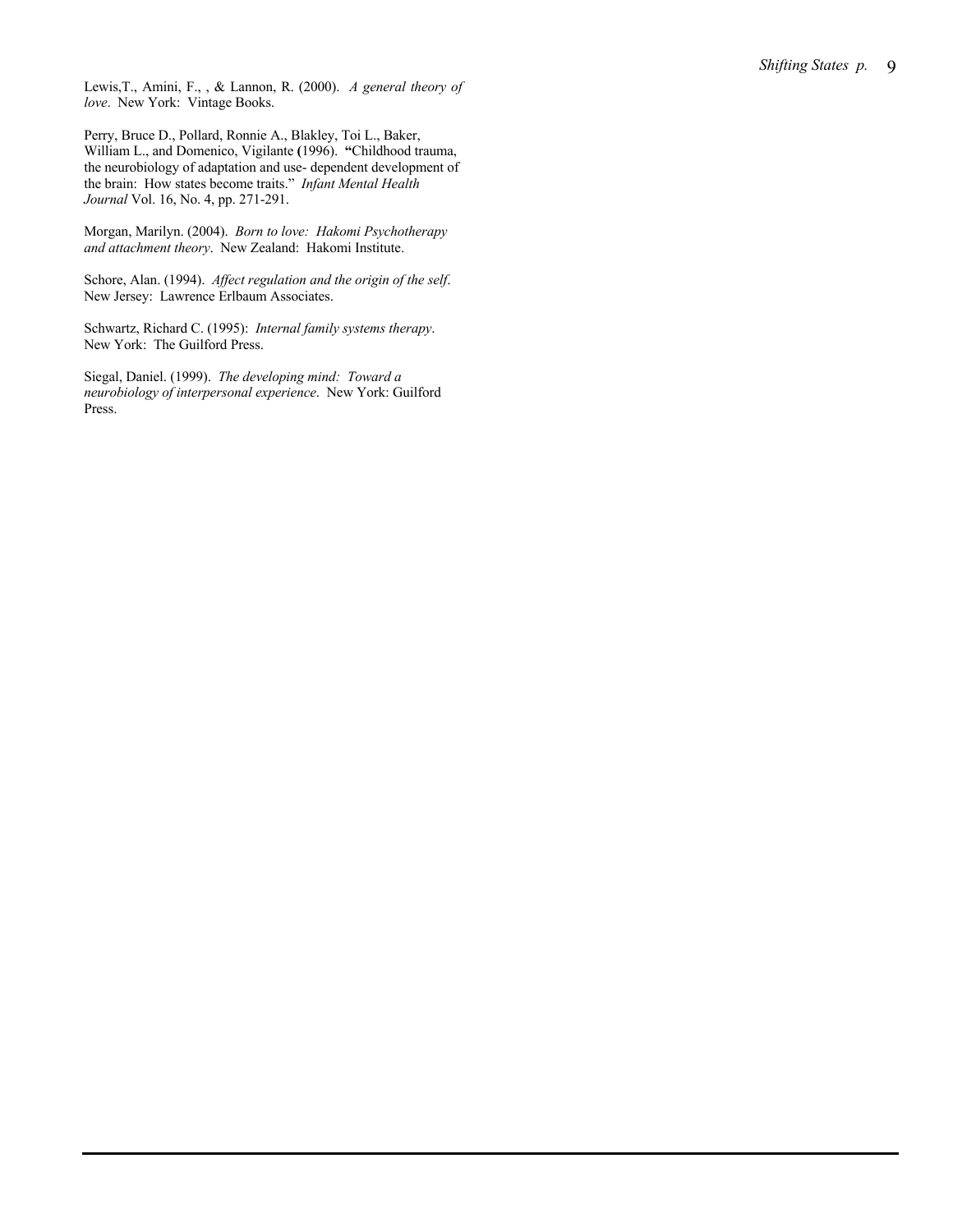Lewis,T., Amini, F., , & Lannon, R. (2000). *A general theory of love*. New York: Vintage Books.

Perry, Bruce D., Pollard, Ronnie A., Blakley, Toi L., Baker, William L., and Domenico, Vigilante **(**1996). **"**Childhood trauma, the neurobiology of adaptation and use- dependent development of the brain: How states become traits." *Infant Mental Health Journal* Vol. 16, No. 4, pp. 271-291.

Morgan, Marilyn. (2004). *Born to love: Hakomi Psychotherapy and attachment theory*. New Zealand: Hakomi Institute.

Schore, Alan. (1994). *Affect regulation and the origin of the self*. New Jersey: Lawrence Erlbaum Associates.

Schwartz, Richard C. (1995): *Internal family systems therapy*. New York: The Guilford Press.

Siegal, Daniel. (1999). *The developing mind: Toward a neurobiology of interpersonal experience*. New York: Guilford Press.